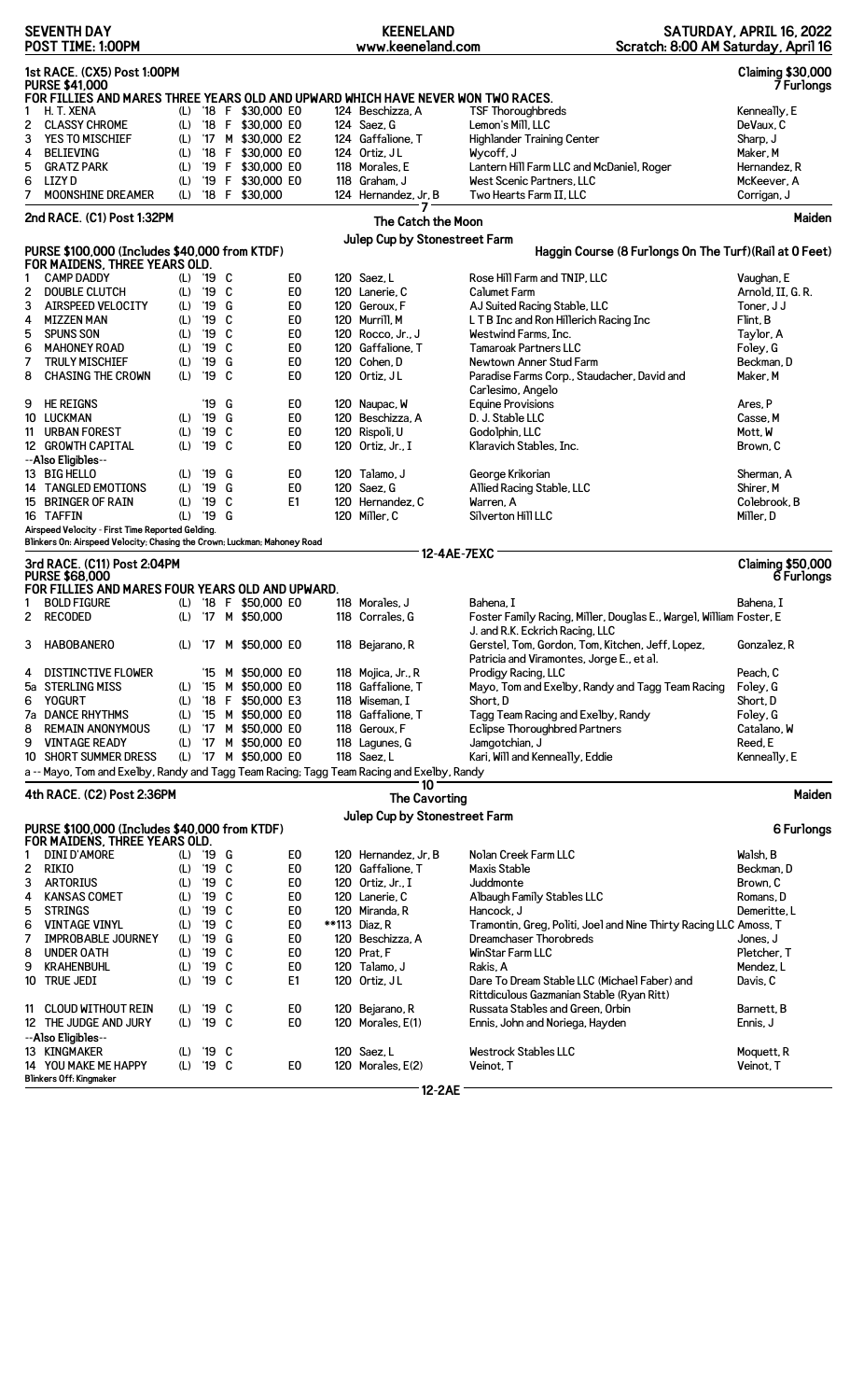**SEVENTH DAY** | **KEENELAND** | **SATURDAY, APRIL 16, 2022**

**POST TIME: 1:00PM** | www.keeneland.com | Scratch: 8:00 AM Saturday, April 16

## 1st RACE. (CX5) Post 1:00PM — Claiming $30,000

**PURSE $41,000** — 7 Furlongs

**FOR FILLIES AND MARES THREE YEARS OLD AND UPWARD WHICH HAVE NEVER WON TWO RACES.**

| # | Horse | | Yr | Sex | Claim | | Wt | Jockey | Owner | Trainer |
|---|---|---|---|---|---|---|---|---|---|---|
| 1 | H. T. XENA | (L) | '18 | F | $30,000 | E0 | 124 | Beschizza, A | TSF Thoroughbreds | Kenneally, E |
| 2 | CLASSY CHROME | (L) | '18 | F | $30,000 | E0 | 124 | Saez, G | Lemon's Mill, LLC | DeVaux, C |
| 3 | YES TO MISCHIEF | (L) | '17 | M | $30,000 | E2 | 124 | Gaffalione, T | Highlander Training Center | Sharp, J |
| 4 | BELIEVING | (L) | '18 | F | $30,000 | E0 | 124 | Ortiz, JL | Wycoff, J | Maker, M |
| 5 | GRATZ PARK | (L) | '19 | F | $30,000 | E0 | 118 | Morales, E | Lantern Hill Farm LLC and McDaniel, Roger | Hernandez, R |
| 6 | LIZY D | (L) | '19 | F | $30,000 | E0 | 118 | Graham, J | West Scenic Partners, LLC | McKeever, A |
| 7 | MOONSHINE DREAMER | (L) | '18 | F | $30,000 | | 124 | Hernandez, Jr, B | Two Hearts Farm II, LLC | Corrigan, J |

7

## 2nd RACE. (C1) Post 1:32PM — Maiden

**The Catch the Moon**

**Julep Cup by Stonestreet Farm**

**PURSE $100,000 (Includes $40,000 from KTDF)** — Haggin Course (8 Furlongs On The Turf)(Rail at 0 Feet)

**FOR MAIDENS, THREE YEARS OLD.**

| # | Horse | | Yr | Sex | | Wt | Jockey | Owner | Trainer |
|---|---|---|---|---|---|---|---|---|---|
| 1 | CAMP DADDY | (L) | '19 | C | E0 | 120 | Saez, L | Rose Hill Farm and TNIP, LLC | Vaughan, E |
| 2 | DOUBLE CLUTCH | (L) | '19 | C | E0 | 120 | Lanerie, C | Calumet Farm | Arnold, II, G. R. |
| 3 | AIRSPEED VELOCITY | (L) | '19 | G | E0 | 120 | Geroux, F | AJ Suited Racing Stable, LLC | Toner, J J |
| 4 | MIZZEN MAN | (L) | '19 | C | E0 | 120 | Murrill, M | L T B Inc and Ron Hillerich Racing Inc | Flint, B |
| 5 | SPUNS SON | (L) | '19 | C | E0 | 120 | Rocco, Jr., J | Westwind Farms, Inc. | Taylor, A |
| 6 | MAHONEY ROAD | (L) | '19 | C | E0 | 120 | Gaffalione, T | Tamaroak Partners LLC | Foley, G |
| 7 | TRULY MISCHIEF | (L) | '19 | G | E0 | 120 | Cohen, D | Newtown Anner Stud Farm | Beckman, D |
| 8 | CHASING THE CROWN | (L) | '19 | C | E0 | 120 | Ortiz, JL | Paradise Farms Corp., Staudacher, David and Carlesimo, Angelo | Maker, M |
| 9 | HE REIGNS | | '19 | G | E0 | 120 | Naupac, W | Equine Provisions | Ares, P |
| 10 | LUCKMAN | (L) | '19 | G | E0 | 120 | Beschizza, A | D. J. Stable LLC | Casse, M |
| 11 | URBAN FOREST | (L) | '19 | C | E0 | 120 | Rispoli, U | Godolphin, LLC | Mott, W |
| 12 | GROWTH CAPITAL | (L) | '19 | C | E0 | 120 | Ortiz, Jr., I | Klaravich Stables, Inc. | Brown, C |
| | --Also Eligibles-- | | | | | | | | |
| 13 | BIG HELLO | (L) | '19 | G | E0 | 120 | Talamo, J | George Krikorian | Sherman, A |
| 14 | TANGLED EMOTIONS | (L) | '19 | G | E0 | 120 | Saez, G | Allied Racing Stable, LLC | Shirer, M |
| 15 | BRINGER OF RAIN | (L) | '19 | C | E1 | 120 | Hernandez, C | Warren, A | Colebrook, B |
| 16 | TAFFIN | (L) | '19 | G | | 120 | Miller, C | Silverton Hill LLC | Miller, D |

Airspeed Velocity - First Time Reported Gelding.

Blinkers On: Airspeed Velocity; Chasing the Crown; Luckman; Mahoney Road

12-4AE-7EXC

## 3rd RACE. (C11) Post 2:04PM — Claiming $50,000

**PURSE $68,000** — 6 Furlongs

**FOR FILLIES AND MARES FOUR YEARS OLD AND UPWARD.**

| # | Horse | | Yr | Sex | Claim | | Wt | Jockey | Owner | Trainer |
|---|---|---|---|---|---|---|---|---|---|---|
| 1 | BOLD FIGURE | (L) | '18 | F | $50,000 | E0 | 118 | Morales, J | Bahena, I | Bahena, I |
| 2 | RECODED | (L) | '17 | M | $50,000 | | 118 | Corrales, G | Foster Family Racing, Miller, Douglas E., Wargel, William Foster, E J. and R.K. Eckrich Racing, LLC | |
| 3 | HABOBANERO | (L) | '17 | M | $50,000 | E0 | 118 | Bejarano, R | Gerstel, Tom, Gordon, Tom, Kitchen, Jeff, Lopez, Patricia and Viramontes, Jorge E., et al. | Gonzalez, R |
| 4 | DISTINCTIVE FLOWER | | '15 | M | $50,000 | E0 | 118 | Mojica, Jr., R | Prodigy Racing, LLC | Peach, C |
| 5a | STERLING MISS | (L) | '15 | M | $50,000 | E0 | 118 | Gaffalione, T | Mayo, Tom and Exelby, Randy and Tagg Team Racing | Foley, G |
| 6 | YOGURT | (L) | '18 | F | $50,000 | E3 | 118 | Wiseman, I | Short, D | Short, D |
| 7a | DANCE RHYTHMS | (L) | '15 | M | $50,000 | E0 | 118 | Gaffalione, T | Tagg Team Racing and Exelby, Randy | Foley, G |
| 8 | REMAIN ANONYMOUS | (L) | '17 | M | $50,000 | E0 | 118 | Geroux, F | Eclipse Thoroughbred Partners | Catalano, W |
| 9 | VINTAGE READY | (L) | '17 | M | $50,000 | E0 | 118 | Lagunes, G | Jamgotchian, J | Reed, E |
| 10 | SHORT SUMMER DRESS | (L) | '17 | M | $50,000 | E0 | 118 | Saez, L | Kari, Will and Kenneally, Eddie | Kenneally, E |

a -- Mayo, Tom and Exelby, Randy and Tagg Team Racing; Tagg Team Racing and Exelby, Randy

10

## 4th RACE. (C2) Post 2:36PM — Maiden

**The Cavorting**

**Julep Cup by Stonestreet Farm**

**PURSE $100,000 (Includes $40,000 from KTDF)** — 6 Furlongs

**FOR MAIDENS, THREE YEARS OLD.**

| # | Horse | | Yr | Sex | | Wt | Jockey | Owner | Trainer |
|---|---|---|---|---|---|---|---|---|---|
| 1 | DINI D'AMORE | (L) | '19 | G | E0 | 120 | Hernandez, Jr, B | Nolan Creek Farm LLC | Walsh, B |
| 2 | RIKIO | (L) | '19 | C | E0 | 120 | Gaffalione, T | Maxis Stable | Beckman, D |
| 3 | ARTORIUS | (L) | '19 | C | E0 | 120 | Ortiz, Jr., I | Juddmonte | Brown, C |
| 4 | KANSAS COMET | (L) | '19 | C | E0 | 120 | Lanerie, C | Albaugh Family Stables LLC | Romans, D |
| 5 | STRINGS | (L) | '19 | C | E0 | 120 | Miranda, R | Hancock, J | Demeritte, L |
| 6 | VINTAGE VINYL | (L) | '19 | C | E0 | **113 | Diaz, R | Tramontin, Greg, Politi, Joel and Nine Thirty Racing LLC | Amoss, T |
| 7 | IMPROBABLE JOURNEY | (L) | '19 | G | E0 | 120 | Beschizza, A | Dreamchaser Thorobreds | Jones, J |
| 8 | UNDER OATH | (L) | '19 | C | E0 | 120 | Prat, F | WinStar Farm LLC | Pletcher, T |
| 9 | KRAHENBUHL | (L) | '19 | C | E0 | 120 | Talamo, J | Rakis, A | Mendez, L |
| 10 | TRUE JEDI | (L) | '19 | C | E1 | 120 | Ortiz, JL | Dare To Dream Stable LLC (Michael Faber) and Rittdiculous Gazmanian Stable (Ryan Ritt) | Davis, C |
| 11 | CLOUD WITHOUT REIN | (L) | '19 | C | E0 | 120 | Bejarano, R | Russata Stables and Green, Orbin | Barnett, B |
| 12 | THE JUDGE AND JURY | (L) | '19 | C | E0 | 120 | Morales, E(1) | Ennis, John and Noriega, Hayden | Ennis, J |
| | --Also Eligibles-- | | | | | | | | |
| 13 | KINGMAKER | (L) | '19 | C | | 120 | Saez, L | Westrock Stables LLC | Moquett, R |
| 14 | YOU MAKE ME HAPPY | (L) | '19 | C | E0 | 120 | Morales, E(2) | Veinot, T | Veinot, T |

Blinkers Off: Kingmaker

12-2AE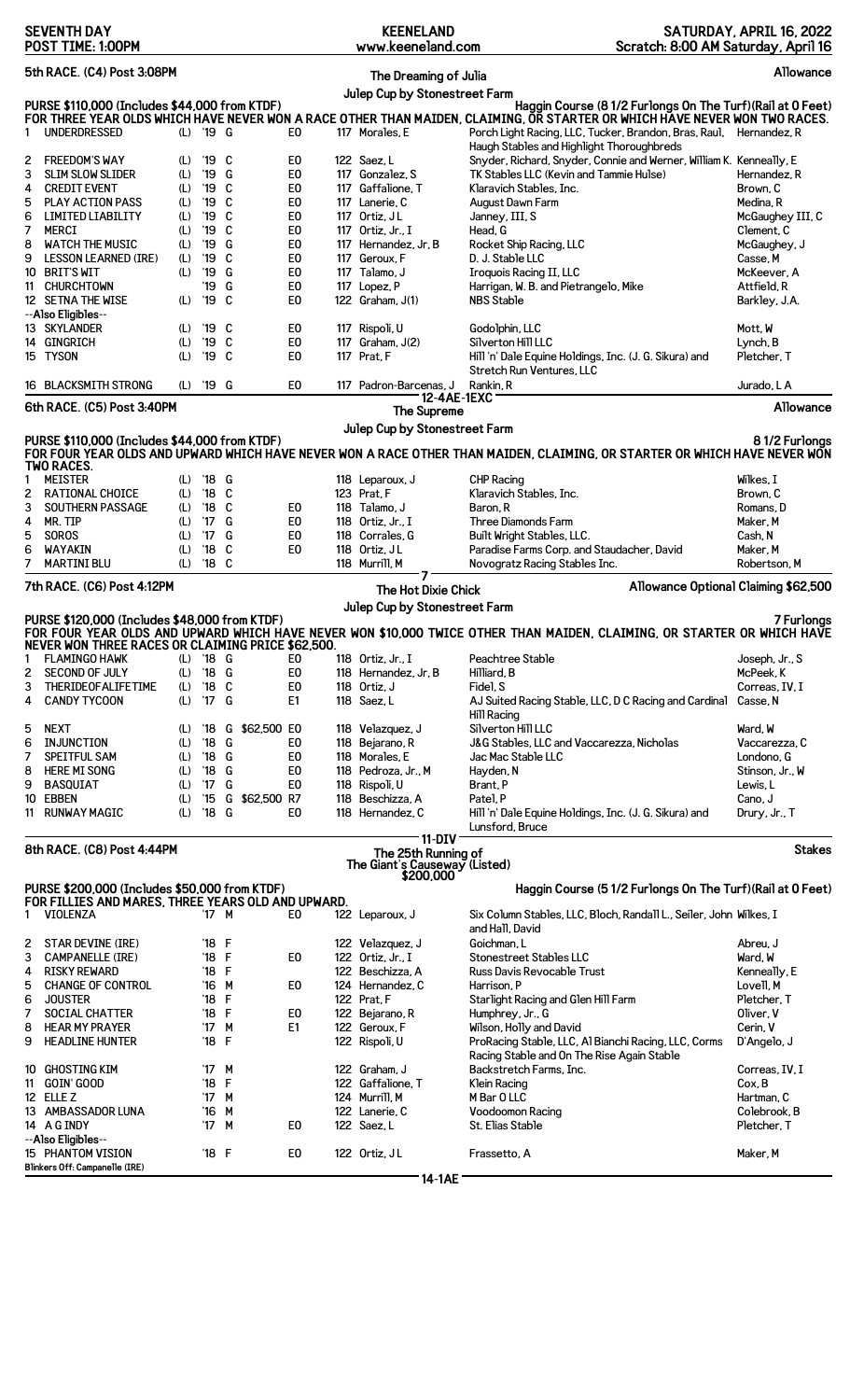**SEVENTH DAY** | **KEENELAND** | **SATURDAY, APRIL 16, 2022**

**POST TIME: 1:00PM** | **www.keeneland.com** | **Scratch: 8:00 AM Saturday, April 16**

## 5th RACE. (C4) Post 3:08PM — The Dreaming of Julia — Julep Cup by Stonestreet Farm — Allowance

**PURSE $110,000 (Includes $44,000 from KTDF)** — Haggin Course (8 1/2 Furlongs On The Turf)(Rail at 0 Feet)

FOR THREE YEAR OLDS WHICH HAVE NEVER WON A RACE OTHER THAN MAIDEN, CLAIMING, OR STARTER OR WHICH HAVE NEVER WON TWO RACES.

| # | Horse | Med | Yr | Sex | | Eq | Wt | Jockey | Owner | Trainer |
|---|---|---|---|---|---|---|---|---|---|---|
| 1 | UNDERDRESSED | (L) | '19 | G | | E0 | 117 | Morales, E | Porch Light Racing, LLC, Tucker, Brandon, Bras, Raul, Haugh Stables and Highlight Thoroughbreds | Hernandez, R |
| 2 | FREEDOM'S WAY | (L) | '19 | C | | E0 | 122 | Saez, L | Snyder, Richard, Snyder, Connie and Werner, William K. | Kenneally, E |
| 3 | SLIM SLOW SLIDER | (L) | '19 | G | | E0 | 117 | Gonzalez, S | TK Stables LLC (Kevin and Tammie Hulse) | Hernandez, R |
| 4 | CREDIT EVENT | (L) | '19 | C | | E0 | 117 | Gaffalione, T | Klaravich Stables, Inc. | Brown, C |
| 5 | PLAY ACTION PASS | (L) | '19 | C | | E0 | 117 | Lanerie, C | August Dawn Farm | Medina, R |
| 6 | LIMITED LIABILITY | (L) | '19 | C | | E0 | 117 | Ortiz, J L | Janney, III, S | McGaughey III, C |
| 7 | MERCI | (L) | '19 | C | | E0 | 117 | Ortiz, Jr., I | Head, G | Clement, C |
| 8 | WATCH THE MUSIC | (L) | '19 | G | | E0 | 117 | Hernandez, Jr, B | Rocket Ship Racing, LLC | McGaughey, J |
| 9 | LESSON LEARNED (IRE) | (L) | '19 | C | | E0 | 117 | Geroux, F | D. J. Stable LLC | Casse, M |
| 10 | BRIT'S WIT | (L) | '19 | G | | E0 | 117 | Talamo, J | Iroquois Racing II, LLC | McKeever, A |
| 11 | CHURCHTOWN | | '19 | G | | E0 | 117 | Lopez, P | Harrigan, W. B. and Pietrangelo, Mike | Attfield, R |
| 12 | SETNA THE WISE | (L) | '19 | C | | E0 | 122 | Graham, J(1) | NBS Stable | Barkley, J.A. |
| | --Also Eligibles-- | | | | | | | | | |
| 13 | SKYLANDER | (L) | '19 | C | | E0 | 117 | Rispoli, U | Godolphin, LLC | Mott, W |
| 14 | GINGRICH | (L) | '19 | C | | E0 | 117 | Graham, J(2) | Silverton Hill LLC | Lynch, B |
| 15 | TYSON | (L) | '19 | C | | E0 | 117 | Prat, F | Hill 'n' Dale Equine Holdings, Inc. (J. G. Sikura) and Stretch Run Ventures, LLC | Pletcher, T |
| 16 | BLACKSMITH STRONG | (L) | '19 | G | | E0 | 117 | Padron-Barcenas, J | Rankin, R | Jurado, L A |

12-4AE-1EXC

## 6th RACE. (C5) Post 3:40PM — The Supreme — Julep Cup by Stonestreet Farm — Allowance

**PURSE $110,000 (Includes $44,000 from KTDF)** — 8 1/2 Furlongs

FOR FOUR YEAR OLDS AND UPWARD WHICH HAVE NEVER WON A RACE OTHER THAN MAIDEN, CLAIMING, OR STARTER OR WHICH HAVE NEVER WON TWO RACES.

| # | Horse | Med | Yr | Sex | | Eq | Wt | Jockey | Owner | Trainer |
|---|---|---|---|---|---|---|---|---|---|---|
| 1 | MEISTER | (L) | '18 | G | | | 118 | Leparoux, J | CHP Racing | Wilkes, I |
| 2 | RATIONAL CHOICE | (L) | '18 | C | | | 123 | Prat, F | Klaravich Stables, Inc. | Brown, C |
| 3 | SOUTHERN PASSAGE | (L) | '18 | C | | E0 | 118 | Talamo, J | Baron, R | Romans, D |
| 4 | MR. TIP | (L) | '17 | G | | E0 | 118 | Ortiz, Jr., I | Three Diamonds Farm | Maker, M |
| 5 | SOROS | (L) | '17 | G | | E0 | 118 | Corrales, G | Built Wright Stables, LLC. | Cash, N |
| 6 | WAYAKIN | (L) | '18 | C | | E0 | 118 | Ortiz, J L | Paradise Farms Corp. and Staudacher, David | Maker, M |
| 7 | MARTINI BLU | (L) | '18 | C | | | 118 | Murrill, M | Novogratz Racing Stables Inc. | Robertson, M |

7

## 7th RACE. (C6) Post 4:12PM — The Hot Dixie Chick — Julep Cup by Stonestreet Farm — Allowance Optional Claiming $62,500

**PURSE $120,000 (Includes $48,000 from KTDF)** — 7 Furlongs

FOR FOUR YEAR OLDS AND UPWARD WHICH HAVE NEVER WON $10,000 TWICE OTHER THAN MAIDEN, CLAIMING, OR STARTER OR WHICH HAVE NEVER WON THREE RACES OR CLAIMING PRICE $62,500.

| # | Horse | Med | Yr | Sex | Claim | Eq | Wt | Jockey | Owner | Trainer |
|---|---|---|---|---|---|---|---|---|---|---|
| 1 | FLAMINGO HAWK | (L) | '18 | G | | E0 | 118 | Ortiz, Jr., I | Peachtree Stable | Joseph, Jr., S |
| 2 | SECOND OF JULY | (L) | '18 | G | | E0 | 118 | Hernandez, Jr, B | Hilliard, B | McPeek, K |
| 3 | THERIDEOFALIFETIME | (L) | '18 | C | | E0 | 118 | Ortiz, J | Fidel, S | Correas, IV, I |
| 4 | CANDY TYCOON | (L) | '17 | G | | E1 | 118 | Saez, L | AJ Suited Racing Stable, LLC, D C Racing and Cardinal Hill Racing | Casse, N |
| 5 | NEXT | (L) | '18 | G | $62,500 | E0 | 118 | Velazquez, J | Silverton Hill LLC | Ward, W |
| 6 | INJUNCTION | (L) | '18 | G | | E0 | 118 | Bejarano, R | J&G Stables, LLC and Vaccarezza, Nicholas | Vaccarezza, C |
| 7 | SPEITFUL SAM | (L) | '18 | G | | E0 | 118 | Morales, E | Jac Mac Stable LLC | Londono, G |
| 8 | HERE MI SONG | (L) | '18 | G | | E0 | 118 | Pedroza, Jr., M | Hayden, N | Stinson, Jr., W |
| 9 | BASQUIAT | (L) | '17 | G | | E0 | 118 | Rispoli, U | Brant, P | Lewis, L |
| 10 | EBBEN | (L) | '15 | G | $62,500 | R7 | 118 | Beschizza, A | Patel, P | Cano, J |
| 11 | RUNWAY MAGIC | (L) | '18 | G | | E0 | 118 | Hernandez, C | Hill 'n' Dale Equine Holdings, Inc. (J. G. Sikura) and Lunsford, Bruce | Drury, Jr., T |

11-DIV

## 8th RACE. (C8) Post 4:44PM — The 25th Running of The Giant's Causeway (Listed) $200,000 — Stakes

**PURSE $200,000 (Includes $50,000 from KTDF)** — Haggin Course (5 1/2 Furlongs On The Turf)(Rail at 0 Feet)

FOR FILLIES AND MARES, THREE YEARS OLD AND UPWARD.

| # | Horse | Med | Yr | Sex | | Eq | Wt | Jockey | Owner | Trainer |
|---|---|---|---|---|---|---|---|---|---|---|
| 1 | VIOLENZA | | '17 | M | | E0 | 122 | Leparoux, J | Six Column Stables, LLC, Bloch, Randall L., Seiler, John and Hall, David | Wilkes, I |
| 2 | STAR DEVINE (IRE) | | '18 | F | | | 122 | Velazquez, J | Goichman, L | Abreu, J |
| 3 | CAMPANELLE (IRE) | | '18 | F | | E0 | 122 | Ortiz, Jr., I | Stonestreet Stables LLC | Ward, W |
| 4 | RISKY REWARD | | '18 | F | | | 122 | Beschizza, A | Russ Davis Revocable Trust | Kenneally, E |
| 5 | CHANGE OF CONTROL | | '16 | M | | E0 | 124 | Hernandez, C | Harrison, P | Lovell, M |
| 6 | JOUSTER | | '18 | F | | | 122 | Prat, F | Starlight Racing and Glen Hill Farm | Pletcher, T |
| 7 | SOCIAL CHATTER | | '18 | F | | E0 | 122 | Bejarano, R | Humphrey, Jr., G | Oliver, V |
| 8 | HEAR MY PRAYER | | '17 | M | | E1 | 122 | Geroux, F | Wilson, Holly and David | Cerin, V |
| 9 | HEADLINE HUNTER | | '18 | F | | | 122 | Rispoli, U | ProRacing Stable, LLC, Al Bianchi Racing, LLC, Corms Racing Stable and On The Rise Again Stable | D'Angelo, J |
| 10 | GHOSTING KIM | | '17 | M | | | 122 | Graham, J | Backstretch Farms, Inc. | Correas, IV, I |
| 11 | GOIN' GOOD | | '18 | F | | | 122 | Gaffalione, T | Klein Racing | Cox, B |
| 12 | ELLE Z | | '17 | M | | | 124 | Murrill, M | M Bar O LLC | Hartman, C |
| 13 | AMBASSADOR LUNA | | '16 | M | | | 122 | Lanerie, C | Voodoomon Racing | Colebrook, B |
| 14 | A G INDY | | '17 | M | | E0 | 122 | Saez, L | St. Elias Stable | Pletcher, T |
| | --Also Eligibles-- | | | | | | | | | |
| 15 | PHANTOM VISION | | '18 | F | | E0 | 122 | Ortiz, J L | Frassetto, A | Maker, M |

Blinkers Off: Campanelle (IRE)

14-1AE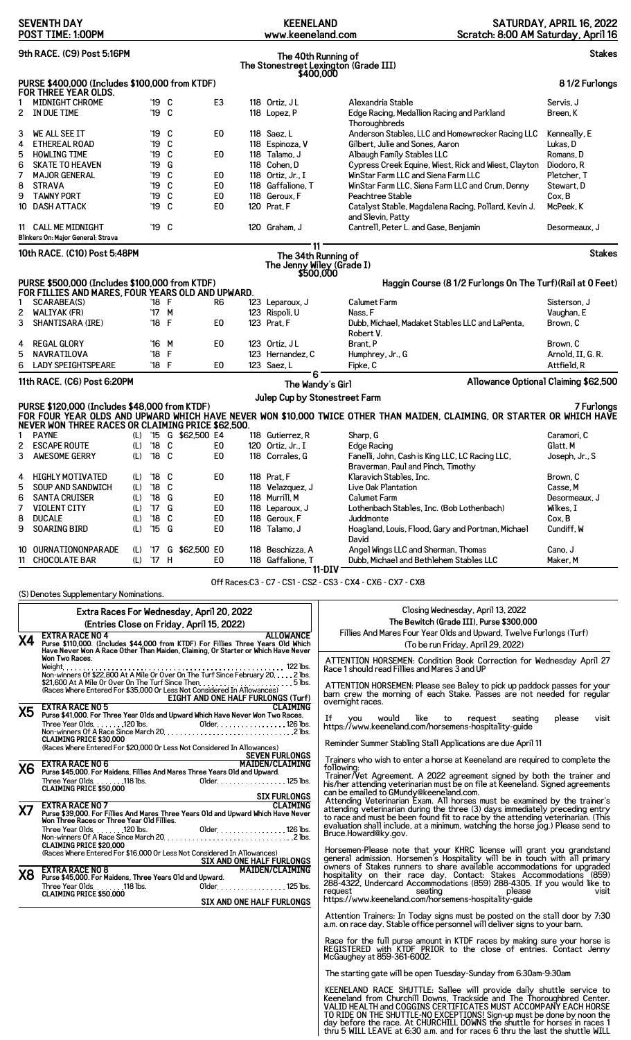SEVENTH DAY — POST TIME: 1:00PM | KEENELAND www.keeneland.com | SATURDAY, APRIL 16, 2022 — Scratch: 8:00 AM Saturday, April 16

## 9th RACE. (C9) Post 5:16PM

### The 40th Running of The Stonestreet Lexington (Grade III) $400,000 — Stakes

**PURSE $400,000 (Includes $100,000 from KTDF) FOR THREE YEAR OLDS.** 8 1/2 Furlongs

| # | Horse | Year | Sex | | Wt | Jockey | Owner | Trainer |
|---|---|---|---|---|---|---|---|---|
| 1 | MIDNIGHT CHROME | '19 | C | E3 | 118 | Ortiz, J L | Alexandria Stable | Servis, J |
| 2 | IN DUE TIME | '19 | C | | 118 | Lopez, P | Edge Racing, Medallion Racing and Parkland Thoroughbreds | Breen, K |
| 3 | WE ALL SEE IT | '19 | C | E0 | 118 | Saez, L | Anderson Stables, LLC and Homewrecker Racing LLC | Kenneally, E |
| 4 | ETHEREAL ROAD | '19 | C | | 118 | Espinoza, V | Gilbert, Julie and Sones, Aaron | Lukas, D |
| 5 | HOWLING TIME | '19 | C | E0 | 118 | Talamo, J | Albaugh Family Stables LLC | Romans, D |
| 6 | SKATE TO HEAVEN | '19 | G | | 118 | Cohen, D | Cypress Creek Equine, Wiest, Rick and Wiest, Clayton | Diodoro, R |
| 7 | MAJOR GENERAL | '19 | C | E0 | 118 | Ortiz, Jr., I | WinStar Farm LLC and Siena Farm LLC | Pletcher, T |
| 8 | STRAVA | '19 | C | E0 | 118 | Gaffalione, T | WinStar Farm LLC, Siena Farm LLC and Crum, Denny | Stewart, D |
| 9 | TAWNY PORT | '19 | C | E0 | 118 | Geroux, F | Peachtree Stable | Cox, B |
| 10 | DASH ATTACK | '19 | C | E0 | 120 | Prat, F | Catalyst Stable, Magdalena Racing, Pollard, Kevin J. and Slevin, Patty | McPeek, K |
| 11 | CALL ME MIDNIGHT | '19 | C | | 120 | Graham, J | Cantrell, Peter L. and Gase, Benjamin | Desormeaux, J |

Blinkers On: Major General; Strava

— 11 —

## 10th RACE. (C10) Post 5:48PM

### The 34th Running of The Jenny Wiley (Grade I) $500,000 — Stakes

**PURSE $500,000 (Includes $100,000 from KTDF) FOR FILLIES AND MARES, FOUR YEARS OLD AND UPWARD.** Haggin Course (8 1/2 Furlongs On The Turf)(Rail at 0 Feet)

| # | Horse | Year | Sex | | Wt | Jockey | Owner | Trainer |
|---|---|---|---|---|---|---|---|---|
| 1 | SCARABEA(S) | '18 | F | R6 | 123 | Leparoux, J | Calumet Farm | Sisterson, J |
| 2 | WALIYAK (FR) | '17 | M | | 123 | Rispoli, U | Nass, F | Vaughan, E |
| 3 | SHANTISARA (IRE) | '18 | F | E0 | 123 | Prat, F | Dubb, Michael, Madaket Stables LLC and LaPenta, Robert V. | Brown, C |
| 4 | REGAL GLORY | '16 | M | E0 | 123 | Ortiz, J L | Brant, P | Brown, C |
| 5 | NAVRATILOVA | '18 | F | | 123 | Hernandez, C | Humphrey, Jr., G | Arnold, II, G. R. |
| 6 | LADY SPEIGHTSPEARE | '18 | F | E0 | 123 | Saez, L | Fipke, C | Attfield, R |

— 6 —

## 11th RACE. (C6) Post 6:20PM

### The Wandy's Girl Julep Cup by Stonestreet Farm — Allowance Optional Claiming $62,500

**PURSE $120,000 (Includes $48,000 from KTDF) FOR FOUR YEAR OLDS AND UPWARD WHICH HAVE NEVER WON $10,000 TWICE OTHER THAN MAIDEN, CLAIMING, OR STARTER OR WHICH HAVE NEVER WON THREE RACES OR CLAIMING PRICE $62,500.** 7 Furlongs

| # | Horse | | Year | Sex | Claim | | Wt | Jockey | Owner | Trainer |
|---|---|---|---|---|---|---|---|---|---|---|
| 1 | PAYNE | (L) | '15 | G | $62,500 | E4 | 118 | Gutierrez, R | Sharp, G | Caramori, C |
| 2 | ESCAPE ROUTE | (L) | '18 | C | | E0 | 120 | Ortiz, Jr., I | Edge Racing | Glatt, M |
| 3 | AWESOME GERRY | (L) | '18 | C | | E0 | 118 | Corrales, G | Fanelli, John, Cash is King LLC, LC Racing LLC, Braverman, Paul and Pinch, Timothy | Joseph, Jr., S |
| 4 | HIGHLY MOTIVATED | (L) | '18 | C | | E0 | 118 | Prat, F | Klaravich Stables, Inc. | Brown, C |
| 5 | SOUP AND SANDWICH | (L) | '18 | C | | | 118 | Velazquez, J | Live Oak Plantation | Casse, M |
| 6 | SANTA CRUISER | (L) | '18 | G | | E0 | 118 | Murrill, M | Calumet Farm | Desormeaux, J |
| 7 | VIOLENT CITY | (L) | '17 | G | | E0 | 118 | Leparoux, J | Lothenbach Stables, Inc. (Bob Lothenbach) | Wilkes, I |
| 8 | DUCALE | (L) | '18 | C | | E0 | 118 | Geroux, F | Juddmonte | Cox, B |
| 9 | SOARING BIRD | (L) | '15 | G | | E0 | 118 | Talamo, J | Hoagland, Louis, Flood, Gary and Portman, Michael David | Cundiff, W |
| 10 | OURNATIONONPARADE | (L) | '17 | G | $62,500 | E0 | 118 | Beschizza, A | Angel Wings LLC and Sherman, Thomas | Cano, J |
| 11 | CHOCOLATE BAR | (L) | '17 | H | | E0 | 118 | Gaffalione, T | Dubb, Michael and Bethlehem Stables LLC | Maker, M |

— 11-DIV —

Off Races:C3 - C7 - CS1 - CS2 - CS3 - CX4 - CX6 - CX7 - CX8

(S) Denotes Supplementary Nominations.

## Extra Races For Wednesday, April 20, 2022

(Entries Close on Friday, April 15, 2022)

**X4 — EXTRA RACE NO 4 — ALLOWANCE**
Purse $110,000. (Includes $44,000 from KTDF) For Fillies Three Years Old Which Have Never Won A Race Other Than Maiden, Claiming, Or Starter or Which Have Never Won Two Races.
Weight ... 122 lbs.
Non-winners Of $22,800 At A Mile Or Over On The Turf Since February 20 ... 2 lbs.
$21,600 At A Mile Or Over On The Turf Since Then ... 5 lbs.
(Races Where Entered For $35,000 Or Less Not Considered In Allowances)
EIGHT AND ONE HALF FURLONGS (Turf)

**X5 — EXTRA RACE NO 5 — CLAIMING**
Purse $41,000. For Three Year Olds and Upward Which Have Never Won Two Races.
Three Year Olds ... 120 lbs. Older ... 126 lbs.
Non-winners Of A Race Since March 20 ... 2 lbs.
CLAIMING PRICE $30,000
(Races Where Entered For $20,000 Or Less Not Considered In Allowances)
SEVEN FURLONGS

**X6 — EXTRA RACE NO 6 — MAIDEN/CLAIMING**
Purse $45,000. For Maidens, Fillies And Mares Three Years Old and Upward.
Three Year Olds ... 118 lbs. Older ... 125 lbs.
CLAIMING PRICE $50,000
SIX FURLONGS

**X7 — EXTRA RACE NO 7 — CLAIMING**
Purse $39,000. For Fillies And Mares Three Years Old and Upward Which Have Never Won Three Races or Three Year Old Fillies.
Three Year Olds ... 120 lbs. Older ... 126 lbs.
Non-winners Of A Race Since March 20 ... 2 lbs.
CLAIMING PRICE $20,000
(Races Where Entered For $16,000 Or Less Not Considered In Allowances)
SIX AND ONE HALF FURLONGS

**X8 — EXTRA RACE NO 8 — MAIDEN/CLAIMING**
Purse $45,000. For Maidens, Three Years Old and Upward.
Three Year Olds ... 118 lbs. Older ... 125 lbs.
CLAIMING PRICE $50,000
SIX AND ONE HALF FURLONGS

Closing Wednesday, April 13, 2022
**The Bewitch (Grade III), Purse $300,000**
Fillies And Mares Four Year Olds and Upward, Twelve Furlongs (Turf)
(To be run Friday, April 29, 2022)

ATTENTION HORSEMEN: Condition Book Correction for Wednesday April 27 Race 1 should read Fillies and Mares 3 and UP

ATTENTION HORSEMEN: Please see Baley to pick up paddock passes for your barn crew the morning of each Stake. Passes are not needed for regular overnight races.

If you would like to request seating please visit https://www.keeneland.com/horsemens-hospitality-guide

Reminder Summer Stabling Stall Applications are due April 11

Trainers who wish to enter a horse at Keeneland are required to complete the following:
Trainer/Vet Agreement. A 2022 agreement signed by both the trainer and his/her attending veterinarian must be on file at Keeneland. Signed agreements can be emailed to GMundy@keeneland.com.
Attending Veterinarian Exam. All horses must be examined by the trainer's attending veterinarian during the three (3) days immediately preceding entry to race and must be found fit to race by the attending veterinarian. (This evaluation shall include, at a minimum, watching the horse jog.) Please send to Bruce.Howard@ky.gov.

Horsemen-Please note that your KHRC license will grant you grandstand general admission. Horsemen's Hospitality will be in touch with all primary owners of Stakes runners to share available accommodations for upgraded hospitality on their race day. Contact: Stakes Accommodations (859) 288-4322, Undercard Accommodations (859) 288-4305. If you would like to request seating please visit https://www.keeneland.com/horsemens-hospitality-guide

Attention Trainers: In Today signs must be posted on the stall door by 7:30 a.m. on race day. Stable office personnel will deliver signs to your barn.

Race for the full purse amount in KTDF races by making sure your horse is REGISTERED with KTDF PRIOR to the close of entries. Contact Jenny McGaughey at 859-361-6002.

The starting gate will be open Tuesday-Sunday from 6:30am-9:30am

KEENELAND RACE SHUTTLE: Sallee will provide daily shuttle service to Keeneland from Churchill Downs, Trackside and The Thoroughbred Center. VALID HEALTH and COGGINS CERTIFICATES MUST ACCOMPANY EACH HORSE TO RIDE ON THE SHUTTLE-NO EXCEPTIONS! Sign-up must be done by noon the day before the race. At CHURCHILL DOWNS the shuttle for horses in races 1 thru 5 WILL LEAVE at 6:30 a.m. and for races 6 thru the last the shuttle WILL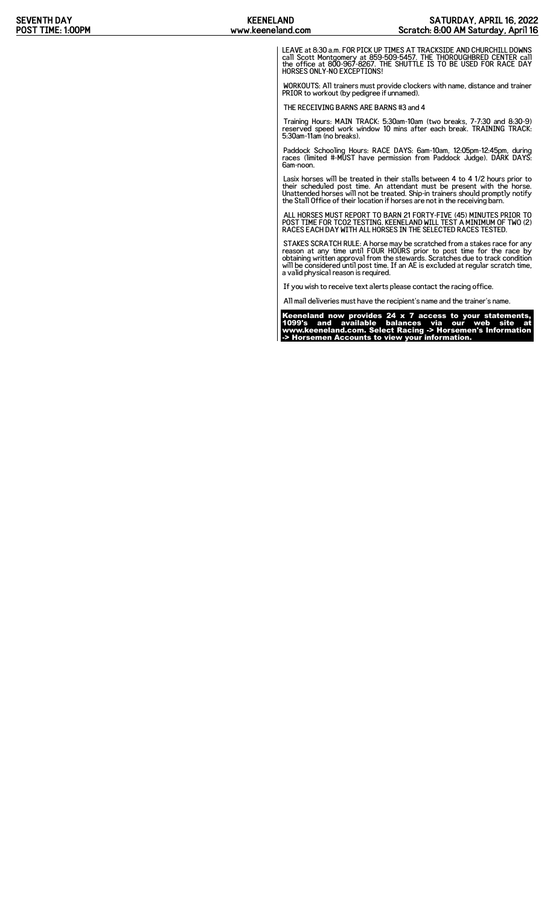LEAVE at 8:30 a.m. FOR PICK UP TIMES AT TRACKSIDE AND CHURCHILL DOWNS call Scott Montgomery at 859-509-5457. THE THOROUGHBRED CENTER call the office at 800-967-8267. THE SHUTTLE IS TO BE USED FOR RACE DAY HORSES ONLY-NO EXCEPTIONS!

WORKOUTS: All trainers must provide clockers with name, distance and trainer PRIOR to workout (by pedigree if unnamed).

THE RECEIVING BARNS ARE BARNS #3 and 4

Training Hours: MAIN TRACK: 5:30am-10am (two breaks, 7-7:30 and 8:30-9) reserved speed work window 10 mins after each break. TRAINING TRACK: 5:30am-11am (no breaks).

Paddock Schooling Hours: RACE DAYS: 6am-10am, 12:05pm-12:45pm, during races (limited #-MUST have permission from Paddock Judge). DARK DAYS: 6am-noon.

Lasix horses will be treated in their stalls between 4 to 4 1/2 hours prior to their scheduled post time. An attendant must be present with the horse. Unattended horses will not be treated. Ship-in trainers should promptly notify the Stall Office of their location if horses are not in the receiving barn.

ALL HORSES MUST REPORT TO BARN 21 FORTY-FIVE (45) MINUTES PRIOR TO POST TIME FOR TCO2 TESTING. KEENELAND WILL TEST A MINIMUM OF TWO (2) RACES EACH DAY WITH ALL HORSES IN THE SELECTED RACES TESTED.

STAKES SCRATCH RULE: A horse may be scratched from a stakes race for any reason at any time until FOUR HOURS prior to post time for the race by obtaining written approval from the stewards. Scratches due to track condition will be considered until post time. If an AE is excluded at regular scratch time, a valid physical reason is required.

If you wish to receive text alerts please contact the racing office.

All mail deliveries must have the recipient's name and the trainer's name.

**Keeneland now provides 24 x 7 access to your statements, 1099's and available balances via our web site at www.keeneland.com. Select Racing -> Horsemen's Information -> Horsemen Accounts to view your information.**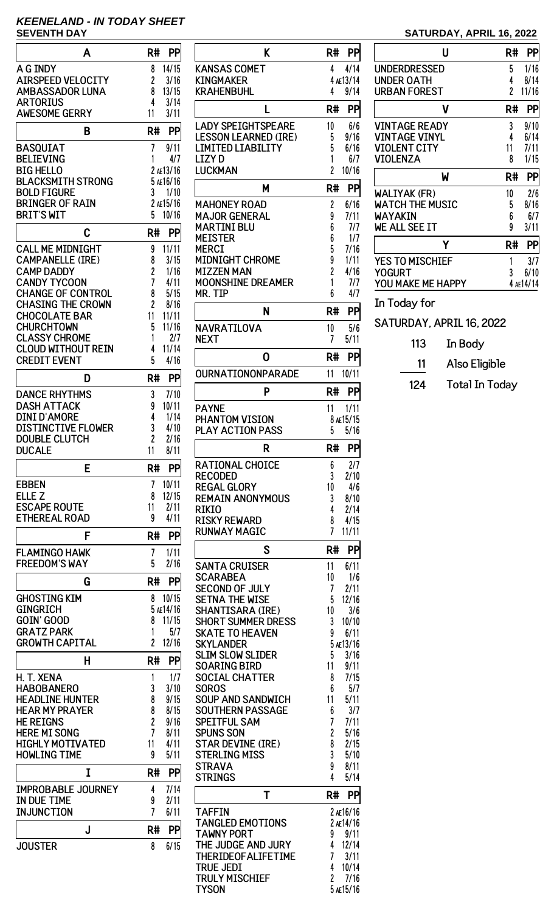# KEENELAND - IN TODAY SHEET

**SEVENTH DAY** — **SATURDAY, APRIL 16, 2022**

| A | R# | PP |
|---|---|---|
| A G INDY | 8 | 14/15 |
| AIRSPEED VELOCITY | 2 | 3/16 |
| AMBASSADOR LUNA | 8 | 13/15 |
| ARTORIUS | 4 | 3/14 |
| AWESOME GERRY | 11 | 3/11 |

| B | R# | PP |
|---|---|---|
| BASQUIAT | 7 | 9/11 |
| BELIEVING | 1 | 4/7 |
| BIG HELLO | 2 AE | 13/16 |
| BLACKSMITH STRONG | 5 AE | 16/16 |
| BOLD FIGURE | 3 | 1/10 |
| BRINGER OF RAIN | 2 AE | 15/16 |
| BRIT'S WIT | 5 | 10/16 |

| C | R# | PP |
|---|---|---|
| CALL ME MIDNIGHT | 9 | 11/11 |
| CAMPANELLE (IRE) | 8 | 3/15 |
| CAMP DADDY | 2 | 1/16 |
| CANDY TYCOON | 7 | 4/11 |
| CHANGE OF CONTROL | 8 | 5/15 |
| CHASING THE CROWN | 2 | 8/16 |
| CHOCOLATE BAR | 11 | 11/11 |
| CHURCHTOWN | 5 | 11/16 |
| CLASSY CHROME | 1 | 2/7 |
| CLOUD WITHOUT REIN | 4 | 11/14 |
| CREDIT EVENT | 5 | 4/16 |

| D | R# | PP |
|---|---|---|
| DANCE RHYTHMS | 3 | 7/10 |
| DASH ATTACK | 9 | 10/11 |
| DINI D'AMORE | 4 | 1/14 |
| DISTINCTIVE FLOWER | 3 | 4/10 |
| DOUBLE CLUTCH | 2 | 2/16 |
| DUCALE | 11 | 8/11 |

| E | R# | PP |
|---|---|---|
| EBBEN | 7 | 10/11 |
| ELLE Z | 8 | 12/15 |
| ESCAPE ROUTE | 11 | 2/11 |
| ETHEREAL ROAD | 9 | 4/11 |

| F | R# | PP |
|---|---|---|
| FLAMINGO HAWK | 7 | 1/11 |
| FREEDOM'S WAY | 5 | 2/16 |

| G | R# | PP |
|---|---|---|
| GHOSTING KIM | 8 | 10/15 |
| GINGRICH | 5 AE | 14/16 |
| GOIN' GOOD | 8 | 11/15 |
| GRATZ PARK | 1 | 5/7 |
| GROWTH CAPITAL | 2 | 12/16 |

| H | R# | PP |
|---|---|---|
| H. T. XENA | 1 | 1/7 |
| HABOBANERO | 3 | 3/10 |
| HEADLINE HUNTER | 8 | 9/15 |
| HEAR MY PRAYER | 8 | 8/15 |
| HE REIGNS | 2 | 9/16 |
| HERE MI SONG | 7 | 8/11 |
| HIGHLY MOTIVATED | 11 | 4/11 |
| HOWLING TIME | 9 | 5/11 |

| I | R# | PP |
|---|---|---|
| IMPROBABLE JOURNEY | 4 | 7/14 |
| IN DUE TIME | 9 | 2/11 |
| INJUNCTION | 7 | 6/11 |

| J | R# | PP |
|---|---|---|
| JOUSTER | 8 | 6/15 |

| K | R# | PP |
|---|---|---|
| KANSAS COMET | 4 | 4/14 |
| KINGMAKER | 4 AE | 13/14 |
| KRAHENBUHL | 4 | 9/14 |

| L | R# | PP |
|---|---|---|
| LADY SPEIGHTSPEARE | 10 | 6/6 |
| LESSON LEARNED (IRE) | 5 | 9/16 |
| LIMITED LIABILITY | 5 | 6/16 |
| LIZY D | 1 | 6/7 |
| LUCKMAN | 2 | 10/16 |

| M | R# | PP |
|---|---|---|
| MAHONEY ROAD | 2 | 6/16 |
| MAJOR GENERAL | 9 | 7/11 |
| MARTINI BLU | 6 | 7/7 |
| MEISTER | 6 | 1/7 |
| MERCI | 5 | 7/16 |
| MIDNIGHT CHROME | 9 | 1/11 |
| MIZZEN MAN | 2 | 4/16 |
| MOONSHINE DREAMER | 1 | 7/7 |
| MR. TIP | 6 | 4/7 |

| N | R# | PP |
|---|---|---|
| NAVRATILOVA | 10 | 5/6 |
| NEXT | 7 | 5/11 |

| O | R# | PP |
|---|---|---|
| OURNATIONONPARADE | 11 | 10/11 |

| P | R# | PP |
|---|---|---|
| PAYNE | 11 | 1/11 |
| PHANTOM VISION | 8 AE | 15/15 |
| PLAY ACTION PASS | 5 | 5/16 |

| R | R# | PP |
|---|---|---|
| RATIONAL CHOICE | 6 | 2/7 |
| RECODED | 3 | 2/10 |
| REGAL GLORY | 10 | 4/6 |
| REMAIN ANONYMOUS | 3 | 8/10 |
| RIKIO | 4 | 2/14 |
| RISKY REWARD | 8 | 4/15 |
| RUNWAY MAGIC | 7 | 11/11 |

| S | R# | PP |
|---|---|---|
| SANTA CRUISER | 11 | 6/11 |
| SCARABEA | 10 | 1/6 |
| SECOND OF JULY | 7 | 2/11 |
| SETNA THE WISE | 5 | 12/16 |
| SHANTISARA (IRE) | 10 | 3/6 |
| SHORT SUMMER DRESS | 3 | 10/10 |
| SKATE TO HEAVEN | 9 | 6/11 |
| SKYLANDER | 5 AE | 13/16 |
| SLIM SLOW SLIDER | 5 | 3/16 |
| SOARING BIRD | 11 | 9/11 |
| SOCIAL CHATTER | 8 | 7/15 |
| SOROS | 6 | 5/7 |
| SOUP AND SANDWICH | 11 | 5/11 |
| SOUTHERN PASSAGE | 6 | 3/7 |
| SPEITFUL SAM | 7 | 7/11 |
| SPUNS SON | 2 | 5/16 |
| STAR DEVINE (IRE) | 8 | 2/15 |
| STERLING MISS | 3 | 5/10 |
| STRAVA | 9 | 8/11 |
| STRINGS | 4 | 5/14 |

| T | R# | PP |
|---|---|---|
| TAFFIN | 2 AE | 16/16 |
| TANGLED EMOTIONS | 2 AE | 14/16 |
| TAWNY PORT | 9 | 9/11 |
| THE JUDGE AND JURY | 4 | 12/14 |
| THERIDEOFALIFETIME | 7 | 3/11 |
| TRUE JEDI | 4 | 10/14 |
| TRULY MISCHIEF | 2 | 7/16 |
| TYSON | 5 AE | 15/16 |

| U | R# | PP |
|---|---|---|
| UNDERDRESSED | 5 | 1/16 |
| UNDER OATH | 4 | 8/14 |
| URBAN FOREST | 2 | 11/16 |

| V | R# | PP |
|---|---|---|
| VINTAGE READY | 3 | 9/10 |
| VINTAGE VINYL | 4 | 6/14 |
| VIOLENT CITY | 11 | 7/11 |
| VIOLENZA | 8 | 1/15 |

| W | R# | PP |
|---|---|---|
| WALIYAK (FR) | 10 | 2/6 |
| WATCH THE MUSIC | 5 | 8/16 |
| WAYAKIN | 6 | 6/7 |
| WE ALL SEE IT | 9 | 3/11 |

| Y | R# | PP |
|---|---|---|
| YES TO MISCHIEF | 1 | 3/7 |
| YOGURT | 3 | 6/10 |
| YOU MAKE ME HAPPY | 4 AE | 14/14 |

In Today for

SATURDAY, APRIL 16, 2022

| | |
|---|---|
| 113 | In Body |
| 11 | Also Eligible |
| 124 | Total In Today |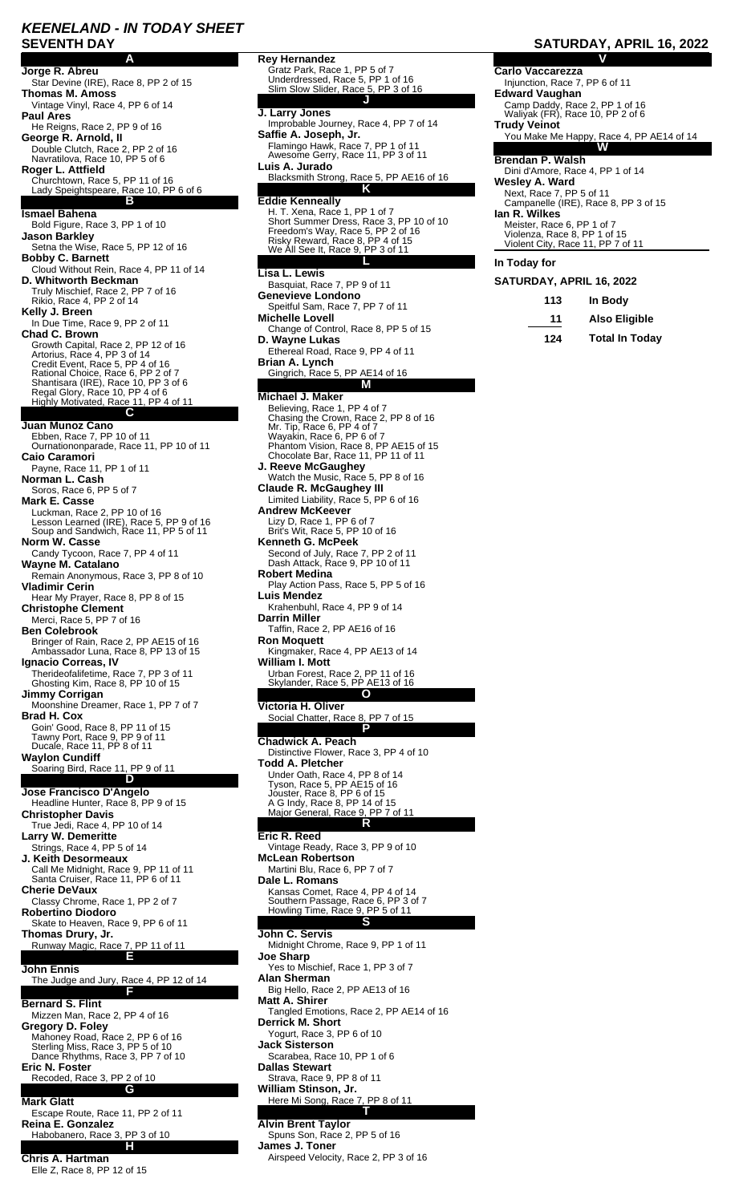# KEENELAND - IN TODAY SHEET

**SEVENTH DAY** — **SATURDAY, APRIL 16, 2022**

## A

**Jorge R. Abreu**
Star Devine (IRE), Race 8, PP 2 of 15

**Thomas M. Amoss**
Vintage Vinyl, Race 4, PP 6 of 14

**Paul Ares**
He Reigns, Race 2, PP 9 of 16

**George R. Arnold, II**
Double Clutch, Race 2, PP 2 of 16
Navratilova, Race 10, PP 5 of 6

**Roger L. Attfield**
Churchtown, Race 5, PP 11 of 16
Lady Speightspeare, Race 10, PP 6 of 6

## B

**Ismael Bahena**
Bold Figure, Race 3, PP 1 of 10

**Jason Barkley**
Setna the Wise, Race 5, PP 12 of 16

**Bobby C. Barnett**
Cloud Without Rein, Race 4, PP 11 of 14

**D. Whitworth Beckman**
Truly Mischief, Race 2, PP 7 of 16
Rikio, Race 4, PP 2 of 14

**Kelly J. Breen**
In Due Time, Race 9, PP 2 of 11

**Chad C. Brown**
Growth Capital, Race 2, PP 12 of 16
Artorius, Race 4, PP 3 of 14
Credit Event, Race 5, PP 4 of 16
Rational Choice, Race 6, PP 2 of 7
Shantisara (IRE), Race 10, PP 3 of 6
Regal Glory, Race 10, PP 4 of 6
Highly Motivated, Race 11, PP 4 of 11

## C

**Juan Munoz Cano**
Ebben, Race 7, PP 10 of 11
Ournationonparade, Race 11, PP 10 of 11

**Caio Caramori**
Payne, Race 11, PP 1 of 11

**Norman L. Cash**
Soros, Race 6, PP 5 of 7

**Mark E. Casse**
Luckman, Race 2, PP 10 of 16
Lesson Learned (IRE), Race 5, PP 9 of 16
Soup and Sandwich, Race 11, PP 5 of 11

**Norm W. Casse**
Candy Tycoon, Race 7, PP 4 of 11

**Wayne M. Catalano**
Remain Anonymous, Race 3, PP 8 of 10

**Vladimir Cerin**
Hear My Prayer, Race 8, PP 8 of 15

**Christophe Clement**
Merci, Race 5, PP 7 of 16

**Ben Colebrook**
Bringer of Rain, Race 2, PP AE15 of 16
Ambassador Luna, Race 8, PP 13 of 15

**Ignacio Correas, IV**
Therideofalifetime, Race 7, PP 3 of 11
Ghosting Kim, Race 8, PP 10 of 15

**Jimmy Corrigan**
Moonshine Dreamer, Race 1, PP 7 of 7

**Brad H. Cox**
Goin' Good, Race 8, PP 11 of 15
Tawny Port, Race 9, PP 9 of 11
Ducale, Race 11, PP 8 of 11

**Waylon Cundiff**
Soaring Bird, Race 11, PP 9 of 11

## D

**Jose Francisco D'Angelo**
Headline Hunter, Race 8, PP 9 of 15

**Christopher Davis**
True Jedi, Race 4, PP 10 of 14

**Larry W. Demeritte**
Strings, Race 4, PP 5 of 14

**J. Keith Desormeaux**
Call Me Midnight, Race 9, PP 11 of 11
Santa Cruiser, Race 11, PP 6 of 11

**Cherie DeVaux**
Classy Chrome, Race 1, PP 2 of 7

**Robertino Diodoro**
Skate to Heaven, Race 9, PP 6 of 11

**Thomas Drury, Jr.**
Runway Magic, Race 7, PP 11 of 11

## E

**John Ennis**
The Judge and Jury, Race 4, PP 12 of 14

## F

**Bernard S. Flint**
Mizzen Man, Race 2, PP 4 of 16

**Gregory D. Foley**
Mahoney Road, Race 2, PP 6 of 16
Sterling Miss, Race 3, PP 5 of 10
Dance Rhythms, Race 3, PP 7 of 10

**Eric N. Foster**
Recoded, Race 3, PP 2 of 10

## G

**Mark Glatt**
Escape Route, Race 11, PP 2 of 11

**Reina E. Gonzalez**
Habobanero, Race 3, PP 3 of 10

## H

**Chris A. Hartman**
Elle Z, Race 8, PP 12 of 15

**Rey Hernandez**
Gratz Park, Race 1, PP 5 of 7
Underdressed, Race 5, PP 1 of 16
Slim Slow Slider, Race 5, PP 3 of 16

## J

**J. Larry Jones**
Improbable Journey, Race 4, PP 7 of 14

**Saffie A. Joseph, Jr.**
Flamingo Hawk, Race 7, PP 1 of 11
Awesome Gerry, Race 11, PP 3 of 11

**Luis A. Jurado**
Blacksmith Strong, Race 5, PP AE16 of 16

## K

**Eddie Kenneally**
H. T. Xena, Race 1, PP 1 of 7
Short Summer Dress, Race 3, PP 10 of 10
Freedom's Way, Race 5, PP 2 of 16
Risky Reward, Race 8, PP 4 of 15
We All See It, Race 9, PP 3 of 11

## L

**Lisa L. Lewis**
Basquiat, Race 7, PP 9 of 11

**Genevieve Londono**
Speitful Sam, Race 7, PP 7 of 11

**Michelle Lovell**
Change of Control, Race 8, PP 5 of 15

**D. Wayne Lukas**
Ethereal Road, Race 9, PP 4 of 11

**Brian A. Lynch**
Gingrich, Race 5, PP AE14 of 16

## M

**Michael J. Maker**
Believing, Race 1, PP 4 of 7
Chasing the Crown, Race 2, PP 8 of 16
Mr. Tip, Race 6, PP 4 of 7
Wayakin, Race 6, PP 6 of 7
Phantom Vision, Race 8, PP AE15 of 15
Chocolate Bar, Race 11, PP 11 of 11

**J. Reeve McGaughey**
Watch the Music, Race 5, PP 8 of 16

**Claude R. McGaughey III**
Limited Liability, Race 5, PP 6 of 16

**Andrew McKeever**
Lizy D, Race 1, PP 6 of 7
Brit's Wit, Race 5, PP 10 of 16

**Kenneth G. McPeek**
Second of July, Race 7, PP 2 of 11
Dash Attack, Race 9, PP 10 of 11

**Robert Medina**
Play Action Pass, Race 5, PP 5 of 16

**Luis Mendez**
Krahenbuhl, Race 4, PP 9 of 14

**Darrin Miller**
Taffin, Race 2, PP AE16 of 16

**Ron Moquett**
Kingmaker, Race 4, PP AE13 of 14

**William I. Mott**
Urban Forest, Race 2, PP 11 of 16
Skylander, Race 5, PP AE13 of 16

## O

**Victoria H. Oliver**
Social Chatter, Race 8, PP 7 of 15

## P

**Chadwick A. Peach**
Distinctive Flower, Race 3, PP 4 of 10

**Todd A. Pletcher**
Under Oath, Race 4, PP 8 of 14
Tyson, Race 5, PP AE15 of 16
Jouster, Race 8, PP 6 of 15
A G Indy, Race 8, PP 14 of 15
Major General, Race 9, PP 7 of 11

## R

**Eric R. Reed**
Vintage Ready, Race 3, PP 9 of 10

**McLean Robertson**
Martini Blu, Race 6, PP 7 of 7

**Dale L. Romans**
Kansas Comet, Race 4, PP 4 of 14
Southern Passage, Race 6, PP 3 of 7
Howling Time, Race 9, PP 5 of 11

## S

**John C. Servis**
Midnight Chrome, Race 9, PP 1 of 11

**Joe Sharp**
Yes to Mischief, Race 1, PP 3 of 7

**Alan Sherman**
Big Hello, Race 2, PP AE13 of 16

**Matt A. Shirer**
Tangled Emotions, Race 2, PP AE14 of 16

**Derrick M. Short**
Yogurt, Race 3, PP 6 of 10

**Jack Sisterson**
Scarabea, Race 10, PP 1 of 6

**Dallas Stewart**
Strava, Race 9, PP 8 of 11

**William Stinson, Jr.**
Here Mi Song, Race 7, PP 8 of 11

## T

**Alvin Brent Taylor**
Spuns Son, Race 2, PP 5 of 16

**James J. Toner**
Airspeed Velocity, Race 2, PP 3 of 16

## V

**Carlo Vaccarezza**
Injunction, Race 7, PP 6 of 11

**Edward Vaughan**
Camp Daddy, Race 2, PP 1 of 16
Waliyak (FR), Race 10, PP 2 of 6

**Trudy Veinot**
You Make Me Happy, Race 4, PP AE14 of 14

## W

**Brendan P. Walsh**
Dini d'Amore, Race 4, PP 1 of 14

**Wesley A. Ward**
Next, Race 7, PP 5 of 11
Campanelle (IRE), Race 8, PP 3 of 15

**Ian R. Wilkes**
Meister, Race 6, PP 1 of 7
Violenza, Race 8, PP 1 of 15
Violent City, Race 11, PP 7 of 11

**In Today for**

**SATURDAY, APRIL 16, 2022**

| | |
|---|---|
| 113 | In Body |
| 11 | Also Eligible |
| 124 | Total In Today |